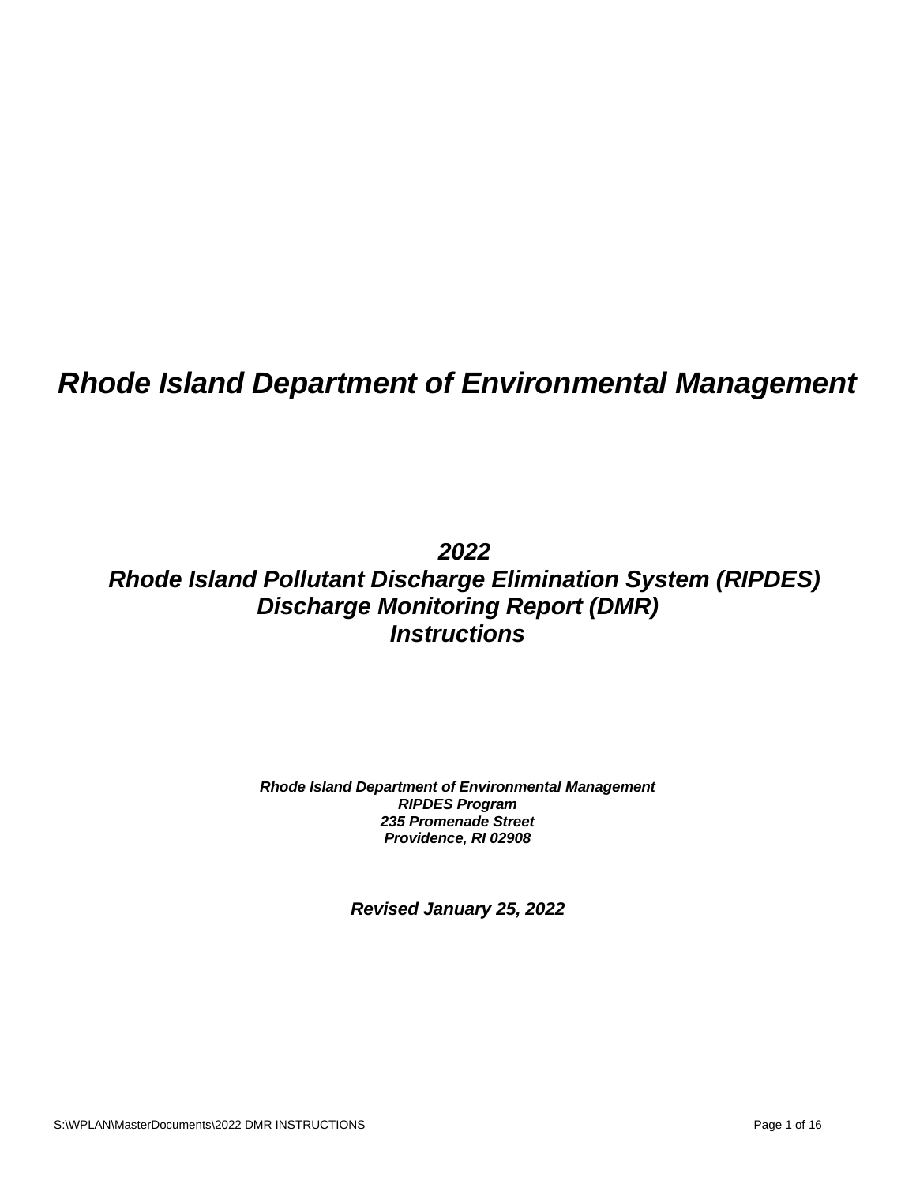# *Rhode Island Department of Environmental Management*

## *2022*
## *Rhode Island Pollutant Discharge Elimination System (RIPDES)*
## *Discharge Monitoring Report (DMR)*
## *Instructions*

***Rhode Island Department of Environmental Management***
***RIPDES Program***
***235 Promenade Street***
***Providence, RI 02908***

***Revised January 25, 2022***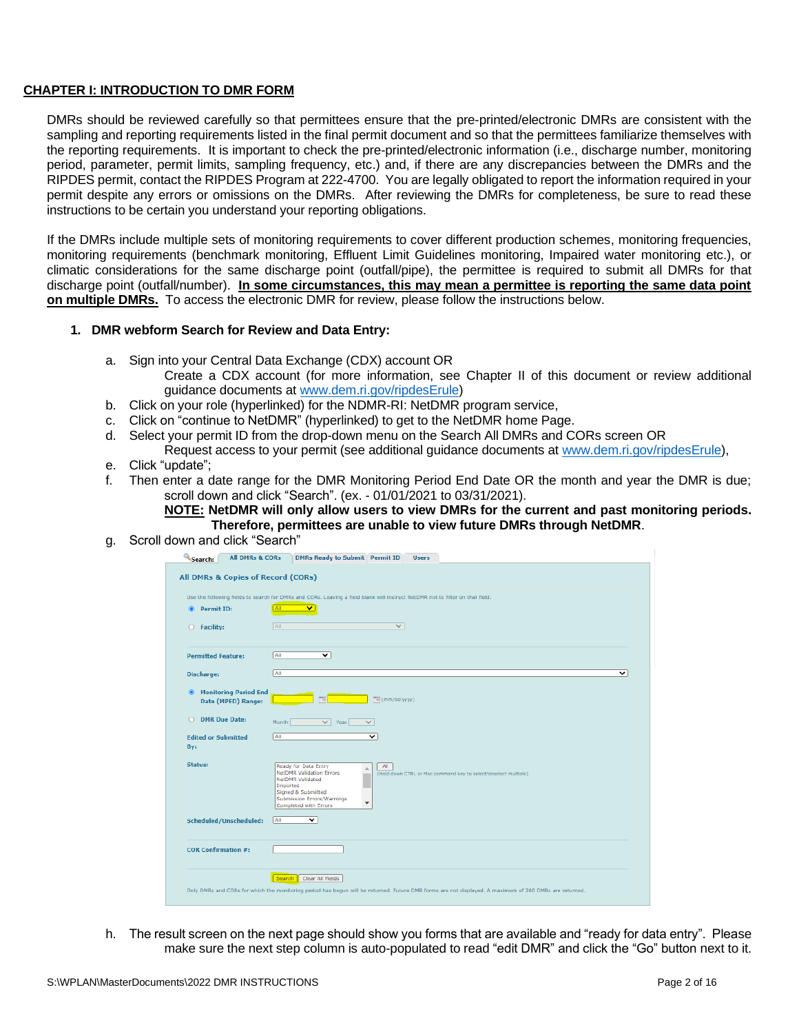## CHAPTER I: INTRODUCTION TO DMR FORM

DMRs should be reviewed carefully so that permittees ensure that the pre-printed/electronic DMRs are consistent with the sampling and reporting requirements listed in the final permit document and so that the permittees familiarize themselves with the reporting requirements. It is important to check the pre-printed/electronic information (i.e., discharge number, monitoring period, parameter, permit limits, sampling frequency, etc.) and, if there are any discrepancies between the DMRs and the RIPDES permit, contact the RIPDES Program at 222-4700. You are legally obligated to report the information required in your permit despite any errors or omissions on the DMRs. After reviewing the DMRs for completeness, be sure to read these instructions to be certain you understand your reporting obligations.

If the DMRs include multiple sets of monitoring requirements to cover different production schemes, monitoring frequencies, monitoring requirements (benchmark monitoring, Effluent Limit Guidelines monitoring, Impaired water monitoring etc.), or climatic considerations for the same discharge point (outfall/pipe), the permittee is required to submit all DMRs for that discharge point (outfall/number). **In some circumstances, this may mean a permittee is reporting the same data point on multiple DMRs.** To access the electronic DMR for review, please follow the instructions below.

**1. DMR webform Search for Review and Data Entry:**

a. Sign into your Central Data Exchange (CDX) account OR
   Create a CDX account (for more information, see Chapter II of this document or review additional guidance documents at www.dem.ri.gov/ripdesErule)

b. Click on your role (hyperlinked) for the NDMR-RI: NetDMR program service,

c. Click on "continue to NetDMR" (hyperlinked) to get to the NetDMR home Page.

d. Select your permit ID from the drop-down menu on the Search All DMRs and CORs screen OR
   Request access to your permit (see additional guidance documents at www.dem.ri.gov/ripdesErule),

e. Click "update";

f. Then enter a date range for the DMR Monitoring Period End Date OR the month and year the DMR is due; scroll down and click "Search". (ex. - 01/01/2021 to 03/31/2021).
   **NOTE: NetDMR will only allow users to view DMRs for the current and past monitoring periods. Therefore, permittees are unable to view future DMRs through NetDMR**.

g. Scroll down and click "Search"

h. The result screen on the next page should show you forms that are available and "ready for data entry". Please make sure the next step column is auto-populated to read "edit DMR" and click the "Go" button next to it.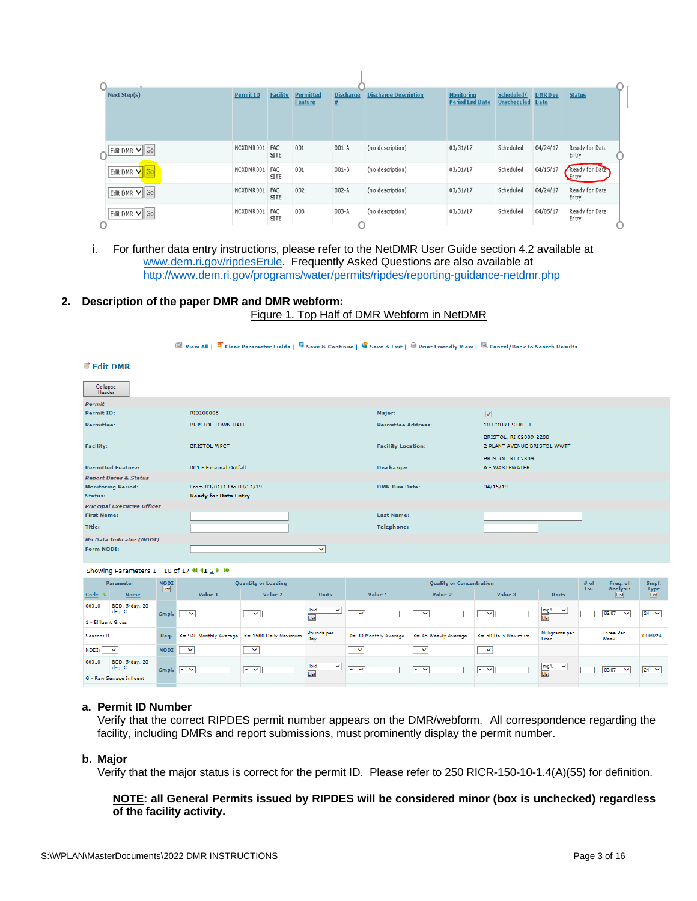| Next Step(s) | Permit ID | Facility | Permitted Feature | Discharge # | Discharge Description | Monitoring Period End Date | Scheduled/ Unscheduled | DMR Due Date | Status |
|---|---|---|---|---|---|---|---|---|---|
| Edit DMR Go | NCXDMR001 | FAC SITE | 001 | 001-A | (no description) | 03/31/17 | Scheduled | 04/24/17 | Ready for Data Entry |
| Edit DMR Go | NCXDMR001 | FAC SITE | 001 | 001-B | (no description) | 03/31/17 | Scheduled | 04/15/17 | Ready for Data Entry |
| Edit DMR Go | NCXDMR001 | FAC SITE | 002 | 002-A | (no description) | 03/31/17 | Scheduled | 04/24/17 | Ready for Data Entry |
| Edit DMR Go | NCXDMR001 | FAC SITE | 003 | 003-A | (no description) | 03/31/17 | Scheduled | 04/05/17 | Ready for Data Entry |

i. For further data entry instructions, please refer to the NetDMR User Guide section 4.2 available at www.dem.ri.gov/ripdesErule. Frequently Asked Questions are also available at http://www.dem.ri.gov/programs/water/permits/ripdes/reporting-guidance-netdmr.php

## 2. Description of the paper DMR and DMR webform:

Figure 1. Top Half of DMR Webform in NetDMR

View All | Clear Parameter Fields | Save & Continue | Save & Exit | Print Friendly View | Cancel/Back to Search Results

**Edit DMR**

Collapse Header

| *Permit* | | | |
|---|---|---|---|
| Permit ID: | RI0100005 | Major: | ☑ |
| Permittee: | BRISTOL TOWN HALL | Permittee Address: | 10 COURT STREET BRISTOL, RI 02809-2208 |
| Facility: | BRISTOL WPCF | Facility Location: | 2 PLANT AVENUE BRISTOL WWTF BRISTOL, RI 02809 |
| Permitted Feature: | 001 - External Outfall | Discharge: | A - WASTEWATER |
| *Report Dates & Status* | | | |
| Monitoring Period: | From 03/01/19 to 03/31/19 | DMR Due Date: | 04/15/19 |
| Status: | **Ready for Data Entry** | | |
| *Principal Executive Officer* | | | |
| First Name: | | Last Name: | |
| Title: | | Telephone: | |
| *No Data Indicator (NODI)* | | | |
| Form NODI: | | | |

Showing Parameters 1 - 10 of 17 1 2

| Parameter | | NODI List | Quantity or Loading | | | Quality or Concentration | | | | # of Ex. | Freq. of Analysis List | Smpl. Type List |
|---|---|---|---|---|---|---|---|---|---|---|---|---|
| Code | Name | | Value 1 | Value 2 | Units | Value 1 | Value 2 | Value 3 | Units | | | |
| 00310 | BOD, 5-day, 20 deg. C<br>1 - Effluent Gross | Smpl. | = | = | lb/d List | = | = | = | mg/L List | | 03/07 | 24 |
| Season: 0 | | Req. | <= 948 Monthly Average | <= 1580 Daily Maximum | Pounds per Day | <= 30 Monthly Average | <= 45 Weekly Average | <= 50 Daily Maximum | Milligrams per Liter | | Three Per Week | COMP24 |
| NODI: | | NODI | | | | | | | | | | |
| 00310 | BOD, 5-day, 20 deg. C<br>G - Raw Sewage Influent | Smpl. | = | = | lb/d List | = | = | = | mg/L List | | 03/07 | 24 |

### a. Permit ID Number

Verify that the correct RIPDES permit number appears on the DMR/webform. All correspondence regarding the facility, including DMRs and report submissions, must prominently display the permit number.

### b. Major

Verify that the major status is correct for the permit ID. Please refer to 250 RICR-150-10-1.4(A)(55) for definition.

**NOTE: all General Permits issued by RIPDES will be considered minor (box is unchecked) regardless of the facility activity.**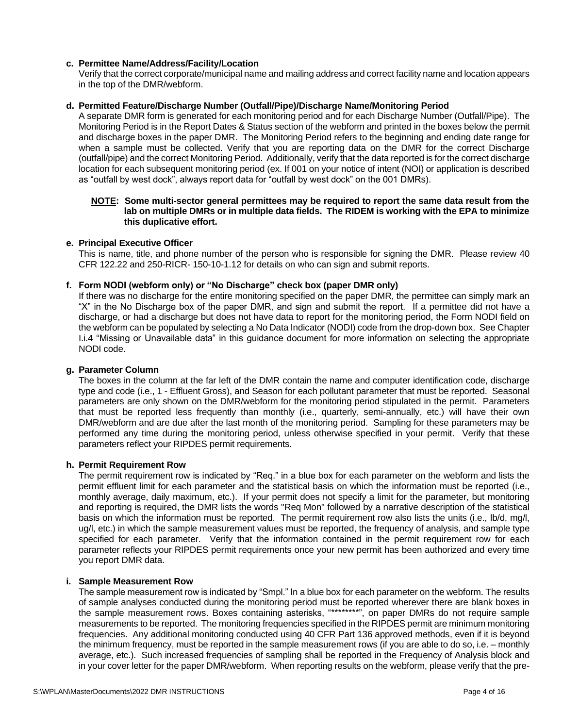**c. Permittee Name/Address/Facility/Location**

Verify that the correct corporate/municipal name and mailing address and correct facility name and location appears in the top of the DMR/webform.

**d. Permitted Feature/Discharge Number (Outfall/Pipe)/Discharge Name/Monitoring Period**

A separate DMR form is generated for each monitoring period and for each Discharge Number (Outfall/Pipe). The Monitoring Period is in the Report Dates & Status section of the webform and printed in the boxes below the permit and discharge boxes in the paper DMR. The Monitoring Period refers to the beginning and ending date range for when a sample must be collected. Verify that you are reporting data on the DMR for the correct Discharge (outfall/pipe) and the correct Monitoring Period. Additionally, verify that the data reported is for the correct discharge location for each subsequent monitoring period (ex. If 001 on your notice of intent (NOI) or application is described as "outfall by west dock", always report data for "outfall by west dock" on the 001 DMRs).

**NOTE: Some multi-sector general permittees may be required to report the same data result from the lab on multiple DMRs or in multiple data fields. The RIDEM is working with the EPA to minimize this duplicative effort.**

**e. Principal Executive Officer**

This is name, title, and phone number of the person who is responsible for signing the DMR. Please review 40 CFR 122.22 and 250-RICR- 150-10-1.12 for details on who can sign and submit reports.

**f. Form NODI (webform only) or "No Discharge" check box (paper DMR only)**

If there was no discharge for the entire monitoring specified on the paper DMR, the permittee can simply mark an "X" in the No Discharge box of the paper DMR, and sign and submit the report. If a permittee did not have a discharge, or had a discharge but does not have data to report for the monitoring period, the Form NODI field on the webform can be populated by selecting a No Data Indicator (NODI) code from the drop-down box. See Chapter I.i.4 "Missing or Unavailable data" in this guidance document for more information on selecting the appropriate NODI code.

**g. Parameter Column**

The boxes in the column at the far left of the DMR contain the name and computer identification code, discharge type and code (i.e., 1 - Effluent Gross), and Season for each pollutant parameter that must be reported. Seasonal parameters are only shown on the DMR/webform for the monitoring period stipulated in the permit. Parameters that must be reported less frequently than monthly (i.e., quarterly, semi-annually, etc.) will have their own DMR/webform and are due after the last month of the monitoring period. Sampling for these parameters may be performed any time during the monitoring period, unless otherwise specified in your permit. Verify that these parameters reflect your RIPDES permit requirements.

**h. Permit Requirement Row**

The permit requirement row is indicated by "Req." in a blue box for each parameter on the webform and lists the permit effluent limit for each parameter and the statistical basis on which the information must be reported (i.e., monthly average, daily maximum, etc.). If your permit does not specify a limit for the parameter, but monitoring and reporting is required, the DMR lists the words "Req Mon" followed by a narrative description of the statistical basis on which the information must be reported. The permit requirement row also lists the units (i.e., lb/d, mg/l, ug/l, etc.) in which the sample measurement values must be reported, the frequency of analysis, and sample type specified for each parameter. Verify that the information contained in the permit requirement row for each parameter reflects your RIPDES permit requirements once your new permit has been authorized and every time you report DMR data.

**i. Sample Measurement Row**

The sample measurement row is indicated by "Smpl." In a blue box for each parameter on the webform. The results of sample analyses conducted during the monitoring period must be reported wherever there are blank boxes in the sample measurement rows. Boxes containing asterisks, "*********", on paper DMRs do not require sample measurements to be reported. The monitoring frequencies specified in the RIPDES permit are minimum monitoring frequencies. Any additional monitoring conducted using 40 CFR Part 136 approved methods, even if it is beyond the minimum frequency, must be reported in the sample measurement rows (if you are able to do so, i.e. – monthly average, etc.). Such increased frequencies of sampling shall be reported in the Frequency of Analysis block and in your cover letter for the paper DMR/webform. When reporting results on the webform, please verify that the pre-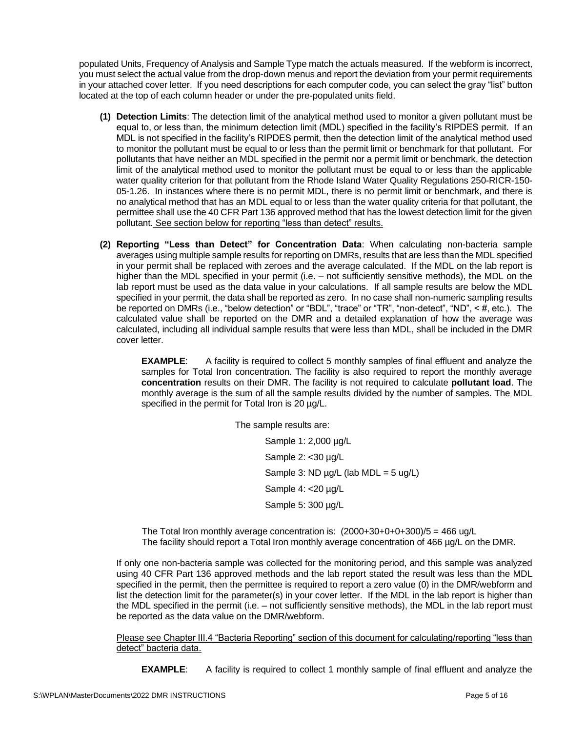populated Units, Frequency of Analysis and Sample Type match the actuals measured. If the webform is incorrect, you must select the actual value from the drop-down menus and report the deviation from your permit requirements in your attached cover letter. If you need descriptions for each computer code, you can select the gray "list" button located at the top of each column header or under the pre-populated units field.

**(1) Detection Limits**: The detection limit of the analytical method used to monitor a given pollutant must be equal to, or less than, the minimum detection limit (MDL) specified in the facility's RIPDES permit. If an MDL is not specified in the facility's RIPDES permit, then the detection limit of the analytical method used to monitor the pollutant must be equal to or less than the permit limit or benchmark for that pollutant. For pollutants that have neither an MDL specified in the permit nor a permit limit or benchmark, the detection limit of the analytical method used to monitor the pollutant must be equal to or less than the applicable water quality criterion for that pollutant from the Rhode Island Water Quality Regulations 250-RICR-150-05-1.26. In instances where there is no permit MDL, there is no permit limit or benchmark, and there is no analytical method that has an MDL equal to or less than the water quality criteria for that pollutant, the permittee shall use the 40 CFR Part 136 approved method that has the lowest detection limit for the given pollutant. <u>See section below for reporting "less than detect" results.</u>

**(2) Reporting "Less than Detect" for Concentration Data**: When calculating non-bacteria sample averages using multiple sample results for reporting on DMRs, results that are less than the MDL specified in your permit shall be replaced with zeroes and the average calculated. If the MDL on the lab report is higher than the MDL specified in your permit (i.e. – not sufficiently sensitive methods), the MDL on the lab report must be used as the data value in your calculations. If all sample results are below the MDL specified in your permit, the data shall be reported as zero. In no case shall non-numeric sampling results be reported on DMRs (i.e., "below detection" or "BDL", "trace" or "TR", "non-detect", "ND", < #, etc.). The calculated value shall be reported on the DMR and a detailed explanation of how the average was calculated, including all individual sample results that were less than MDL, shall be included in the DMR cover letter.

> **EXAMPLE**: A facility is required to collect 5 monthly samples of final effluent and analyze the samples for Total Iron concentration. The facility is also required to report the monthly average **concentration** results on their DMR. The facility is not required to calculate **pollutant load**. The monthly average is the sum of all the sample results divided by the number of samples. The MDL specified in the permit for Total Iron is 20 µg/L.
>
> The sample results are:
>
> Sample 1: 2,000 µg/L
> Sample 2: <30 µg/L
> Sample 3: ND µg/L (lab MDL = 5 ug/L)
> Sample 4: <20 µg/L
> Sample 5: 300 µg/L
>
> The Total Iron monthly average concentration is: (2000+30+0+0+300)/5 = 466 ug/L
> The facility should report a Total Iron monthly average concentration of 466 µg/L on the DMR.

If only one non-bacteria sample was collected for the monitoring period, and this sample was analyzed using 40 CFR Part 136 approved methods and the lab report stated the result was less than the MDL specified in the permit, then the permittee is required to report a zero value (0) in the DMR/webform and list the detection limit for the parameter(s) in your cover letter. If the MDL in the lab report is higher than the MDL specified in the permit (i.e. – not sufficiently sensitive methods), the MDL in the lab report must be reported as the data value on the DMR/webform.

<u>Please see Chapter III.4 "Bacteria Reporting" section of this document for calculating/reporting "less than detect" bacteria data.</u>

> **EXAMPLE**: A facility is required to collect 1 monthly sample of final effluent and analyze the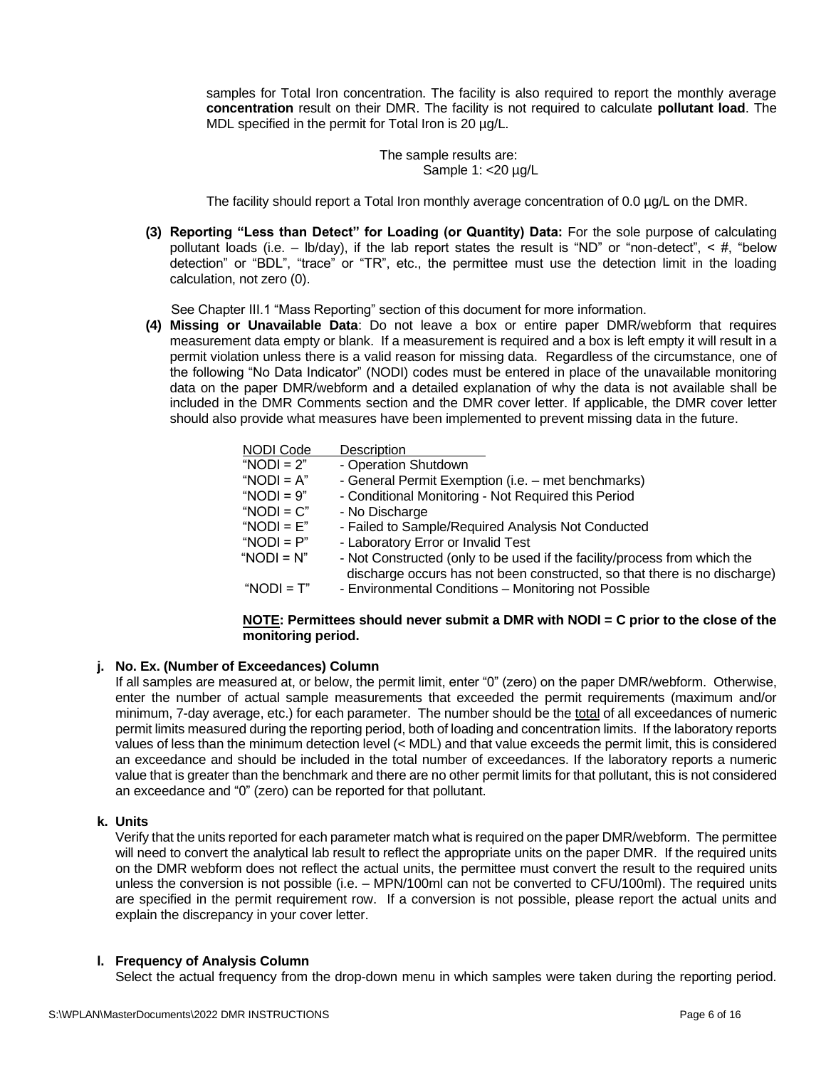samples for Total Iron concentration. The facility is also required to report the monthly average **concentration** result on their DMR. The facility is not required to calculate **pollutant load**. The MDL specified in the permit for Total Iron is 20 µg/L.

The sample results are:
Sample 1: <20 µg/L

The facility should report a Total Iron monthly average concentration of 0.0 µg/L on the DMR.

**(3) Reporting "Less than Detect" for Loading (or Quantity) Data:** For the sole purpose of calculating pollutant loads (i.e. – lb/day), if the lab report states the result is "ND" or "non-detect", < #, "below detection" or "BDL", "trace" or "TR", etc., the permittee must use the detection limit in the loading calculation, not zero (0).

See Chapter III.1 "Mass Reporting" section of this document for more information.

**(4) Missing or Unavailable Data**: Do not leave a box or entire paper DMR/webform that requires measurement data empty or blank. If a measurement is required and a box is left empty it will result in a permit violation unless there is a valid reason for missing data. Regardless of the circumstance, one of the following "No Data Indicator" (NODI) codes must be entered in place of the unavailable monitoring data on the paper DMR/webform and a detailed explanation of why the data is not available shall be included in the DMR Comments section and the DMR cover letter. If applicable, the DMR cover letter should also provide what measures have been implemented to prevent missing data in the future.

| NODI Code | Description |
|---|---|
| "NODI = 2" | - Operation Shutdown |
| "NODI = A" | - General Permit Exemption (i.e. – met benchmarks) |
| "NODI = 9" | - Conditional Monitoring - Not Required this Period |
| "NODI = C" | - No Discharge |
| "NODI = E" | - Failed to Sample/Required Analysis Not Conducted |
| "NODI = P" | - Laboratory Error or Invalid Test |
| "NODI = N" | - Not Constructed (only to be used if the facility/process from which the discharge occurs has not been constructed, so that there is no discharge) |
| "NODI = T" | - Environmental Conditions – Monitoring not Possible |

**NOTE: Permittees should never submit a DMR with NODI = C prior to the close of the monitoring period.**

**j. No. Ex. (Number of Exceedances) Column**

If all samples are measured at, or below, the permit limit, enter "0" (zero) on the paper DMR/webform. Otherwise, enter the number of actual sample measurements that exceeded the permit requirements (maximum and/or minimum, 7-day average, etc.) for each parameter. The number should be the total of all exceedances of numeric permit limits measured during the reporting period, both of loading and concentration limits. If the laboratory reports values of less than the minimum detection level (< MDL) and that value exceeds the permit limit, this is considered an exceedance and should be included in the total number of exceedances. If the laboratory reports a numeric value that is greater than the benchmark and there are no other permit limits for that pollutant, this is not considered an exceedance and "0" (zero) can be reported for that pollutant.

**k. Units**

Verify that the units reported for each parameter match what is required on the paper DMR/webform. The permittee will need to convert the analytical lab result to reflect the appropriate units on the paper DMR. If the required units on the DMR webform does not reflect the actual units, the permittee must convert the result to the required units unless the conversion is not possible (i.e. – MPN/100ml can not be converted to CFU/100ml). The required units are specified in the permit requirement row. If a conversion is not possible, please report the actual units and explain the discrepancy in your cover letter.

**l. Frequency of Analysis Column**

Select the actual frequency from the drop-down menu in which samples were taken during the reporting period.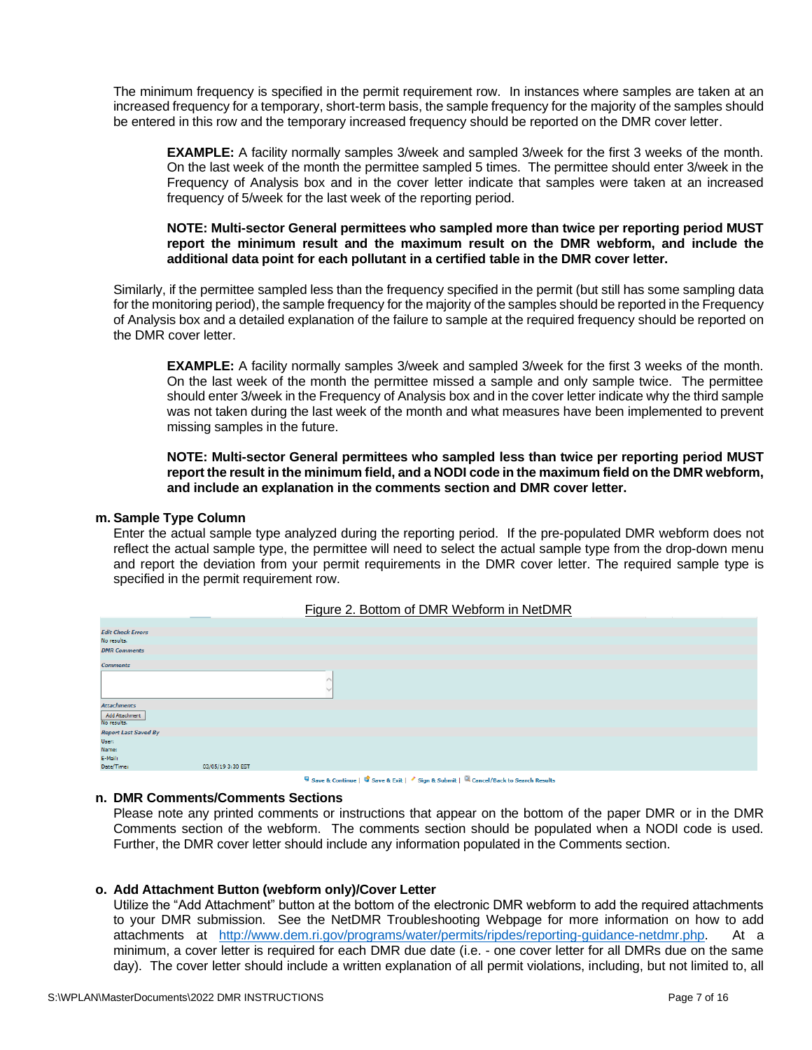The minimum frequency is specified in the permit requirement row. In instances where samples are taken at an increased frequency for a temporary, short-term basis, the sample frequency for the majority of the samples should be entered in this row and the temporary increased frequency should be reported on the DMR cover letter.

> **EXAMPLE:** A facility normally samples 3/week and sampled 3/week for the first 3 weeks of the month. On the last week of the month the permittee sampled 5 times. The permittee should enter 3/week in the Frequency of Analysis box and in the cover letter indicate that samples were taken at an increased frequency of 5/week for the last week of the reporting period.
>
> **NOTE: Multi-sector General permittees who sampled more than twice per reporting period MUST report the minimum result and the maximum result on the DMR webform, and include the additional data point for each pollutant in a certified table in the DMR cover letter.**

Similarly, if the permittee sampled less than the frequency specified in the permit (but still has some sampling data for the monitoring period), the sample frequency for the majority of the samples should be reported in the Frequency of Analysis box and a detailed explanation of the failure to sample at the required frequency should be reported on the DMR cover letter.

> **EXAMPLE:** A facility normally samples 3/week and sampled 3/week for the first 3 weeks of the month. On the last week of the month the permittee missed a sample and only sample twice. The permittee should enter 3/week in the Frequency of Analysis box and in the cover letter indicate why the third sample was not taken during the last week of the month and what measures have been implemented to prevent missing samples in the future.
>
> **NOTE: Multi-sector General permittees who sampled less than twice per reporting period MUST report the result in the minimum field, and a NODI code in the maximum field on the DMR webform, and include an explanation in the comments section and DMR cover letter.**

### m. Sample Type Column

Enter the actual sample type analyzed during the reporting period. If the pre-populated DMR webform does not reflect the actual sample type, the permittee will need to select the actual sample type from the drop-down menu and report the deviation from your permit requirements in the DMR cover letter. The required sample type is specified in the permit requirement row.

Figure 2. Bottom of DMR Webform in NetDMR

*Edit Check Errors*
No results.
*DMR Comments*
*Comments*

*Attachments*
Add Attachment
No results.
*Report Last Saved By*
User:
Name:
E-Mail:
Date/Time: 03/05/19 3:30 EST

Save & Continue | Save & Exit | Sign & Submit | Cancel/Back to Search Results

### n. DMR Comments/Comments Sections

Please note any printed comments or instructions that appear on the bottom of the paper DMR or in the DMR Comments section of the webform. The comments section should be populated when a NODI code is used. Further, the DMR cover letter should include any information populated in the Comments section.

### o. Add Attachment Button (webform only)/Cover Letter

Utilize the "Add Attachment" button at the bottom of the electronic DMR webform to add the required attachments to your DMR submission. See the NetDMR Troubleshooting Webpage for more information on how to add attachments at http://www.dem.ri.gov/programs/water/permits/ripdes/reporting-guidance-netdmr.php. At a minimum, a cover letter is required for each DMR due date (i.e. - one cover letter for all DMRs due on the same day). The cover letter should include a written explanation of all permit violations, including, but not limited to, all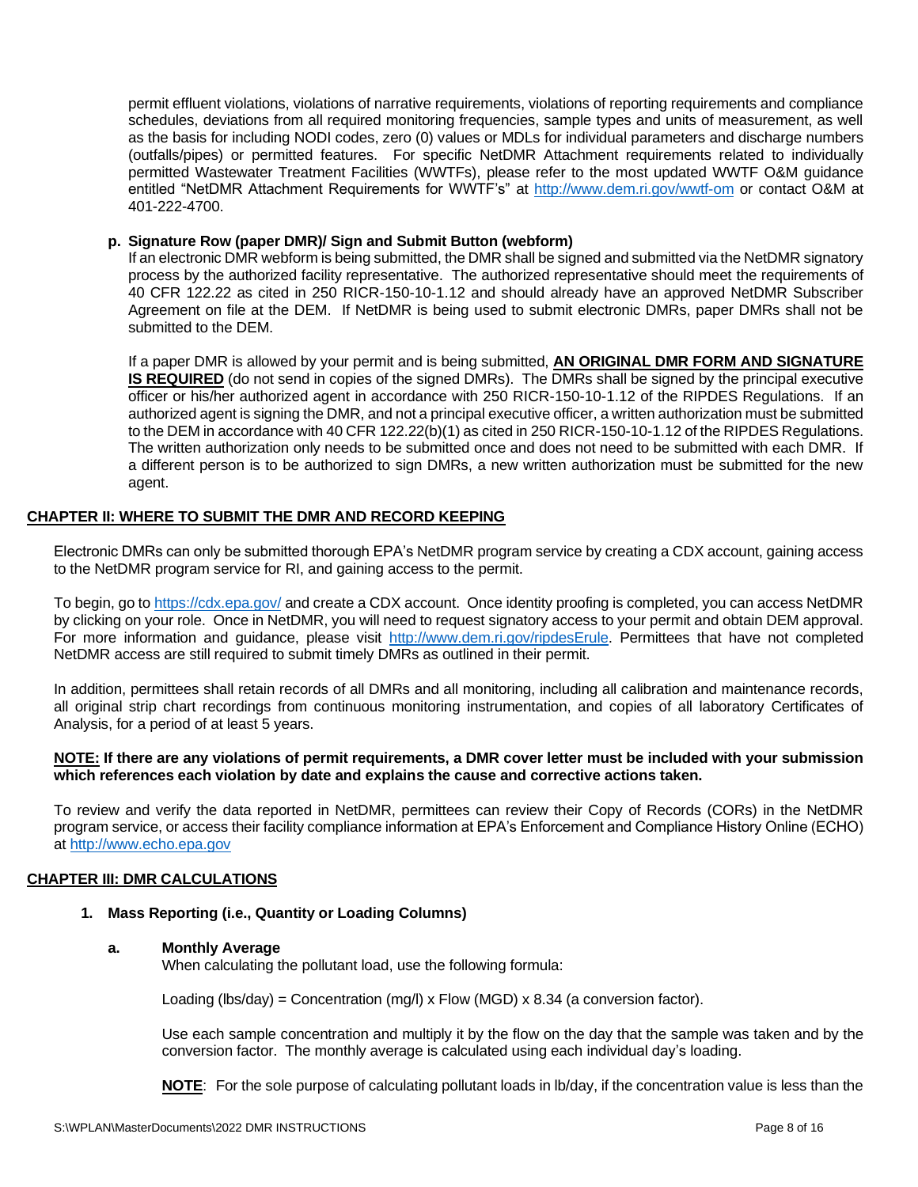permit effluent violations, violations of narrative requirements, violations of reporting requirements and compliance schedules, deviations from all required monitoring frequencies, sample types and units of measurement, as well as the basis for including NODI codes, zero (0) values or MDLs for individual parameters and discharge numbers (outfalls/pipes) or permitted features. For specific NetDMR Attachment requirements related to individually permitted Wastewater Treatment Facilities (WWTFs), please refer to the most updated WWTF O&M guidance entitled "NetDMR Attachment Requirements for WWTF's" at http://www.dem.ri.gov/wwtf-om or contact O&M at 401-222-4700.

**p. Signature Row (paper DMR)/ Sign and Submit Button (webform)**

If an electronic DMR webform is being submitted, the DMR shall be signed and submitted via the NetDMR signatory process by the authorized facility representative. The authorized representative should meet the requirements of 40 CFR 122.22 as cited in 250 RICR-150-10-1.12 and should already have an approved NetDMR Subscriber Agreement on file at the DEM. If NetDMR is being used to submit electronic DMRs, paper DMRs shall not be submitted to the DEM.

If a paper DMR is allowed by your permit and is being submitted, **AN ORIGINAL DMR FORM AND SIGNATURE IS REQUIRED** (do not send in copies of the signed DMRs). The DMRs shall be signed by the principal executive officer or his/her authorized agent in accordance with 250 RICR-150-10-1.12 of the RIPDES Regulations. If an authorized agent is signing the DMR, and not a principal executive officer, a written authorization must be submitted to the DEM in accordance with 40 CFR 122.22(b)(1) as cited in 250 RICR-150-10-1.12 of the RIPDES Regulations. The written authorization only needs to be submitted once and does not need to be submitted with each DMR. If a different person is to be authorized to sign DMRs, a new written authorization must be submitted for the new agent.

## CHAPTER II: WHERE TO SUBMIT THE DMR AND RECORD KEEPING

Electronic DMRs can only be submitted thorough EPA's NetDMR program service by creating a CDX account, gaining access to the NetDMR program service for RI, and gaining access to the permit.

To begin, go to https://cdx.epa.gov/ and create a CDX account. Once identity proofing is completed, you can access NetDMR by clicking on your role. Once in NetDMR, you will need to request signatory access to your permit and obtain DEM approval. For more information and guidance, please visit http://www.dem.ri.gov/ripdesErule. Permittees that have not completed NetDMR access are still required to submit timely DMRs as outlined in their permit.

In addition, permittees shall retain records of all DMRs and all monitoring, including all calibration and maintenance records, all original strip chart recordings from continuous monitoring instrumentation, and copies of all laboratory Certificates of Analysis, for a period of at least 5 years.

**NOTE: If there are any violations of permit requirements, a DMR cover letter must be included with your submission which references each violation by date and explains the cause and corrective actions taken.**

To review and verify the data reported in NetDMR, permittees can review their Copy of Records (CORs) in the NetDMR program service, or access their facility compliance information at EPA's Enforcement and Compliance History Online (ECHO) at http://www.echo.epa.gov

## CHAPTER III: DMR CALCULATIONS

### 1. Mass Reporting (i.e., Quantity or Loading Columns)

**a. Monthly Average**

When calculating the pollutant load, use the following formula:

Loading (lbs/day) = Concentration (mg/l) x Flow (MGD) x 8.34 (a conversion factor).

Use each sample concentration and multiply it by the flow on the day that the sample was taken and by the conversion factor. The monthly average is calculated using each individual day's loading.

**NOTE**: For the sole purpose of calculating pollutant loads in lb/day, if the concentration value is less than the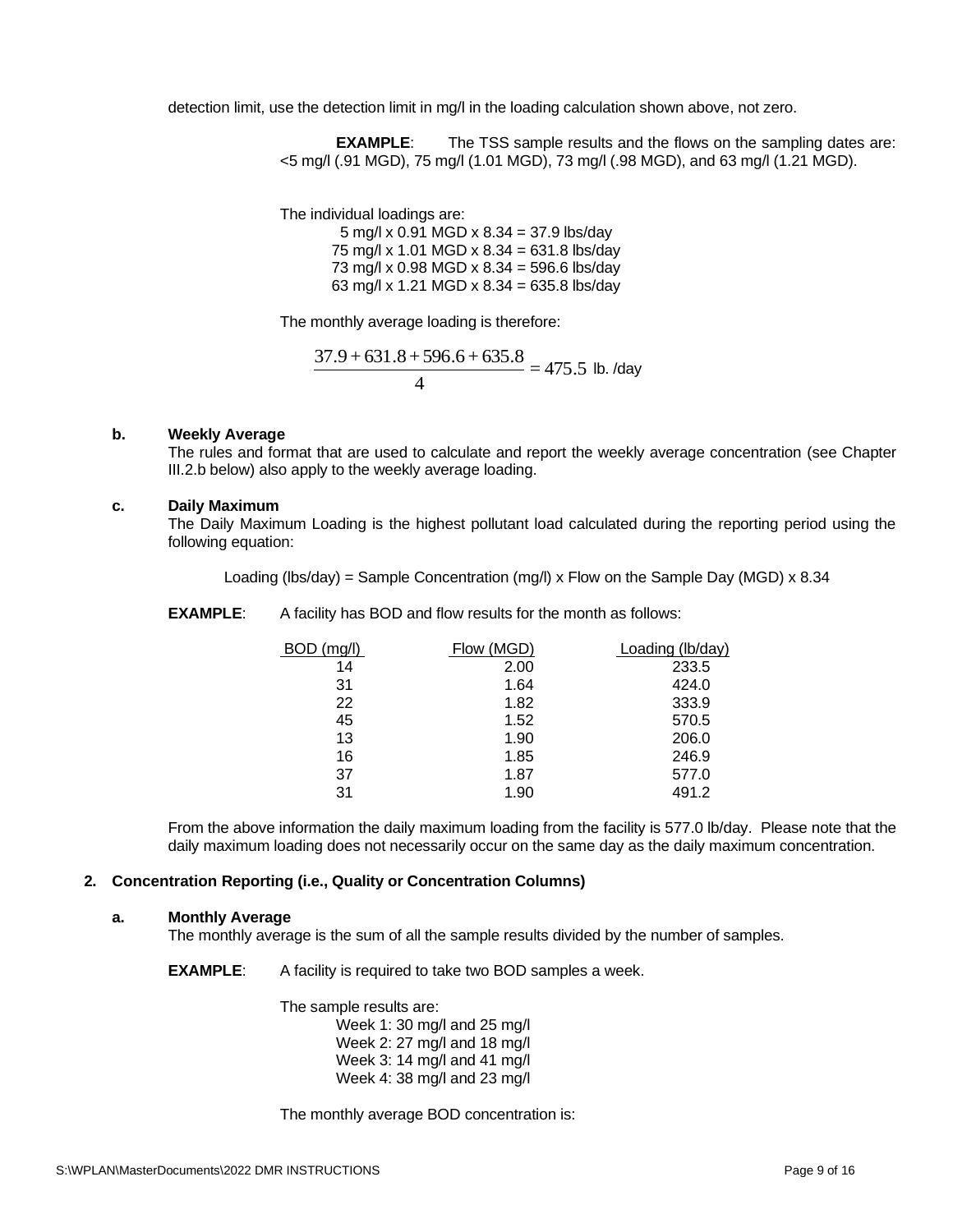detection limit, use the detection limit in mg/l in the loading calculation shown above, not zero.

**EXAMPLE**: The TSS sample results and the flows on the sampling dates are: <5 mg/l (.91 MGD), 75 mg/l (1.01 MGD), 73 mg/l (.98 MGD), and 63 mg/l (1.21 MGD).

The individual loadings are:

5 mg/l x 0.91 MGD x 8.34 = 37.9 lbs/day
75 mg/l x 1.01 MGD x 8.34 = 631.8 lbs/day
73 mg/l x 0.98 MGD x 8.34 = 596.6 lbs/day
63 mg/l x 1.21 MGD x 8.34 = 635.8 lbs/day

The monthly average loading is therefore:

$$\frac{37.9 + 631.8 + 596.6 + 635.8}{4} = 475.5 \text{ lb. /day}$$

**b. Weekly Average**

The rules and format that are used to calculate and report the weekly average concentration (see Chapter III.2.b below) also apply to the weekly average loading.

**c. Daily Maximum**

The Daily Maximum Loading is the highest pollutant load calculated during the reporting period using the following equation:

Loading (lbs/day) = Sample Concentration (mg/l) x Flow on the Sample Day (MGD) x 8.34

**EXAMPLE**: A facility has BOD and flow results for the month as follows:

| BOD (mg/l) | Flow (MGD) | Loading (lb/day) |
|---|---|---|
| 14 | 2.00 | 233.5 |
| 31 | 1.64 | 424.0 |
| 22 | 1.82 | 333.9 |
| 45 | 1.52 | 570.5 |
| 13 | 1.90 | 206.0 |
| 16 | 1.85 | 246.9 |
| 37 | 1.87 | 577.0 |
| 31 | 1.90 | 491.2 |

From the above information the daily maximum loading from the facility is 577.0 lb/day. Please note that the daily maximum loading does not necessarily occur on the same day as the daily maximum concentration.

## 2. Concentration Reporting (i.e., Quality or Concentration Columns)

**a. Monthly Average**

The monthly average is the sum of all the sample results divided by the number of samples.

**EXAMPLE**: A facility is required to take two BOD samples a week.

The sample results are:

Week 1: 30 mg/l and 25 mg/l
Week 2: 27 mg/l and 18 mg/l
Week 3: 14 mg/l and 41 mg/l
Week 4: 38 mg/l and 23 mg/l

The monthly average BOD concentration is: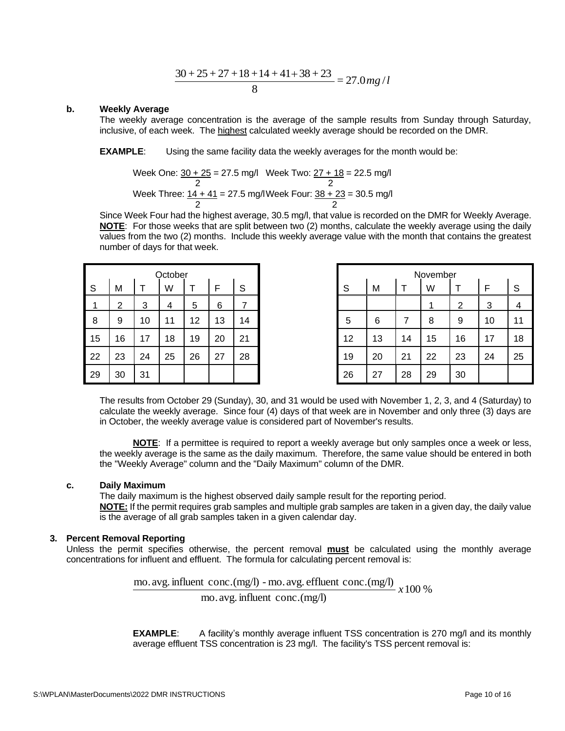$$\frac{30+25+27+18+14+41+38+23}{8} = 27.0\,mg/l$$

**b. Weekly Average**

The weekly average concentration is the average of the sample results from Sunday through Saturday, inclusive, of each week. The highest calculated weekly average should be recorded on the DMR.

**EXAMPLE**: Using the same facility data the weekly averages for the month would be:

Week One: $\frac{30+25}{2}$ = 27.5 mg/l   Week Two: $\frac{27+18}{2}$ = 22.5 mg/l

Week Three: $\frac{14+41}{2}$ = 27.5 mg/l   Week Four: $\frac{38+23}{2}$ = 30.5 mg/l

Since Week Four had the highest average, 30.5 mg/l, that value is recorded on the DMR for Weekly Average.

**NOTE**: For those weeks that are split between two (2) months, calculate the weekly average using the daily values from the two (2) months. Include this weekly average value with the month that contains the greatest number of days for that week.

| October | | | | | | |
|---|---|---|---|---|---|---|
| S | M | T | W | T | F | S |
| 1 | 2 | 3 | 4 | 5 | 6 | 7 |
| 8 | 9 | 10 | 11 | 12 | 13 | 14 |
| 15 | 16 | 17 | 18 | 19 | 20 | 21 |
| 22 | 23 | 24 | 25 | 26 | 27 | 28 |
| 29 | 30 | 31 | | | | |

| November | | | | | | |
|---|---|---|---|---|---|---|
| S | M | T | W | T | F | S |
| | | | 1 | 2 | 3 | 4 |
| 5 | 6 | 7 | 8 | 9 | 10 | 11 |
| 12 | 13 | 14 | 15 | 16 | 17 | 18 |
| 19 | 20 | 21 | 22 | 23 | 24 | 25 |
| 26 | 27 | 28 | 29 | 30 | | |

The results from October 29 (Sunday), 30, and 31 would be used with November 1, 2, 3, and 4 (Saturday) to calculate the weekly average. Since four (4) days of that week are in November and only three (3) days are in October, the weekly average value is considered part of November's results.

**NOTE**: If a permittee is required to report a weekly average but only samples once a week or less, the weekly average is the same as the daily maximum. Therefore, the same value should be entered in both the "Weekly Average" column and the "Daily Maximum" column of the DMR.

**c. Daily Maximum**

The daily maximum is the highest observed daily sample result for the reporting period.

**NOTE:** If the permit requires grab samples and multiple grab samples are taken in a given day, the daily value is the average of all grab samples taken in a given calendar day.

**3. Percent Removal Reporting**

Unless the permit specifies otherwise, the percent removal **must** be calculated using the monthly average concentrations for influent and effluent. The formula for calculating percent removal is:

$$\frac{\text{mo. avg. influent conc.(mg/l) - mo. avg. effluent conc.(mg/l)}}{\text{mo. avg. influent conc.(mg/l)}}\, x\,100\,\%$$

**EXAMPLE**: A facility's monthly average influent TSS concentration is 270 mg/l and its monthly average effluent TSS concentration is 23 mg/l. The facility's TSS percent removal is: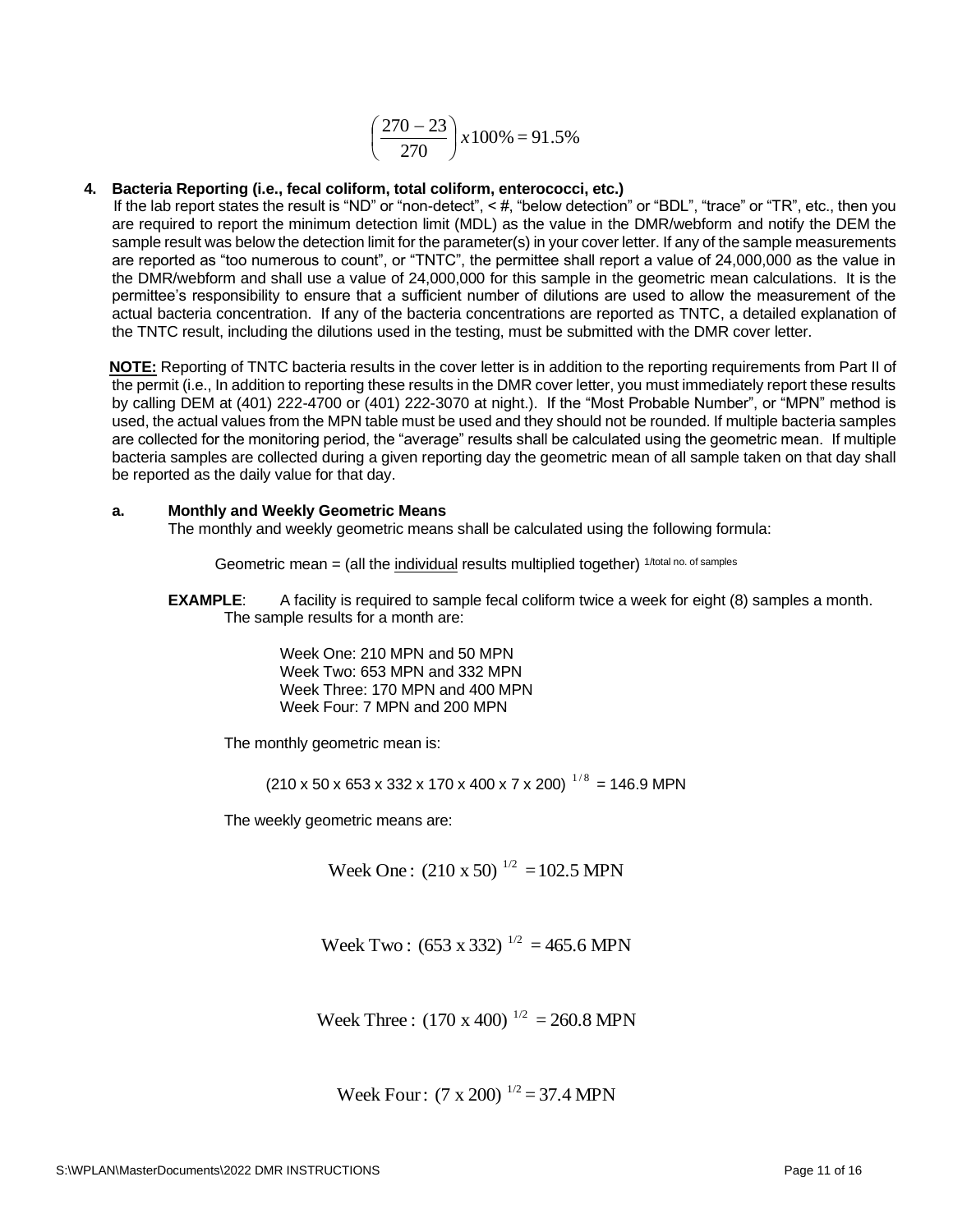$$\left(\frac{270-23}{270}\right)x100\% = 91.5\%$$

**4. Bacteria Reporting (i.e., fecal coliform, total coliform, enterococci, etc.)**

If the lab report states the result is "ND" or "non-detect", < #, "below detection" or "BDL", "trace" or "TR", etc., then you are required to report the minimum detection limit (MDL) as the value in the DMR/webform and notify the DEM the sample result was below the detection limit for the parameter(s) in your cover letter. If any of the sample measurements are reported as "too numerous to count", or "TNTC", the permittee shall report a value of 24,000,000 as the value in the DMR/webform and shall use a value of 24,000,000 for this sample in the geometric mean calculations. It is the permittee's responsibility to ensure that a sufficient number of dilutions are used to allow the measurement of the actual bacteria concentration. If any of the bacteria concentrations are reported as TNTC, a detailed explanation of the TNTC result, including the dilutions used in the testing, must be submitted with the DMR cover letter.

**NOTE:** Reporting of TNTC bacteria results in the cover letter is in addition to the reporting requirements from Part II of the permit (i.e., In addition to reporting these results in the DMR cover letter, you must immediately report these results by calling DEM at (401) 222-4700 or (401) 222-3070 at night.). If the "Most Probable Number", or "MPN" method is used, the actual values from the MPN table must be used and they should not be rounded. If multiple bacteria samples are collected for the monitoring period, the "average" results shall be calculated using the geometric mean. If multiple bacteria samples are collected during a given reporting day the geometric mean of all sample taken on that day shall be reported as the daily value for that day.

**a. Monthly and Weekly Geometric Means**

The monthly and weekly geometric means shall be calculated using the following formula:

Geometric mean = (all the individual results multiplied together) $^{1/\text{total no. of samples}}$

**EXAMPLE**: A facility is required to sample fecal coliform twice a week for eight (8) samples a month. The sample results for a month are:

Week One: 210 MPN and 50 MPN
Week Two: 653 MPN and 332 MPN
Week Three: 170 MPN and 400 MPN
Week Four: 7 MPN and 200 MPN

The monthly geometric mean is:

$$(210 \text{ x } 50 \text{ x } 653 \text{ x } 332 \text{ x } 170 \text{ x } 400 \text{ x } 7 \text{ x } 200)^{1/8} = 146.9 \text{ MPN}$$

The weekly geometric means are:

$$\text{Week One: } (210 \text{ x } 50)^{1/2} = 102.5 \text{ MPN}$$

$$\text{Week Two: } (653 \text{ x } 332)^{1/2} = 465.6 \text{ MPN}$$

$$\text{Week Three: } (170 \text{ x } 400)^{1/2} = 260.8 \text{ MPN}$$

$$\text{Week Four: } (7 \text{ x } 200)^{1/2} = 37.4 \text{ MPN}$$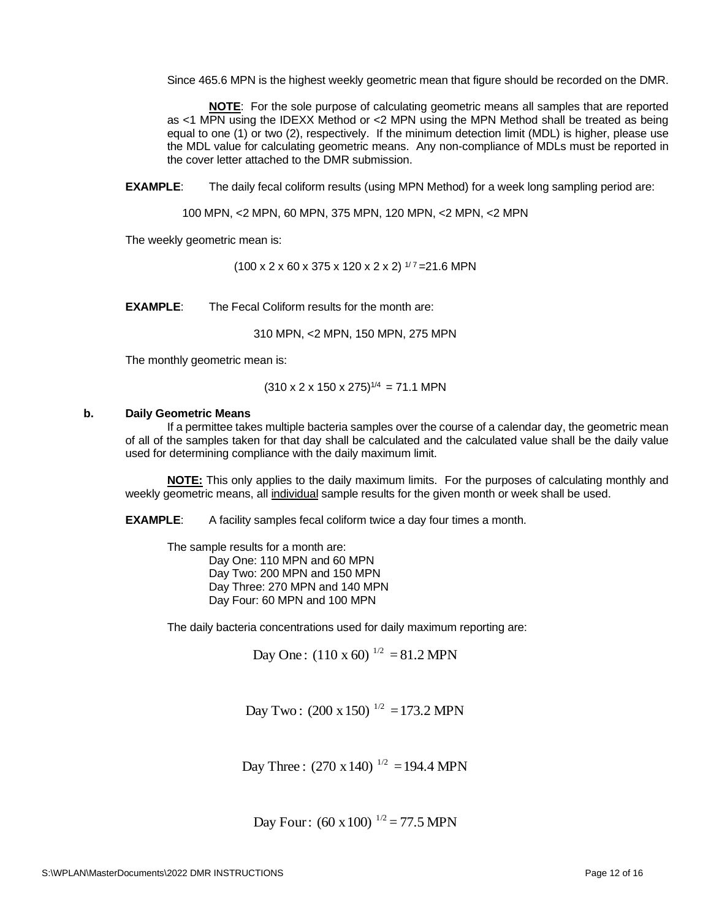Since 465.6 MPN is the highest weekly geometric mean that figure should be recorded on the DMR.

**NOTE**: For the sole purpose of calculating geometric means all samples that are reported as <1 MPN using the IDEXX Method or <2 MPN using the MPN Method shall be treated as being equal to one (1) or two (2), respectively. If the minimum detection limit (MDL) is higher, please use the MDL value for calculating geometric means. Any non-compliance of MDLs must be reported in the cover letter attached to the DMR submission.

**EXAMPLE**: The daily fecal coliform results (using MPN Method) for a week long sampling period are:

100 MPN, <2 MPN, 60 MPN, 375 MPN, 120 MPN, <2 MPN, <2 MPN

The weekly geometric mean is:

$$(100 \times 2 \times 60 \times 375 \times 120 \times 2 \times 2)^{1/7} = 21.6 \text{ MPN}$$

**EXAMPLE**: The Fecal Coliform results for the month are:

310 MPN, <2 MPN, 150 MPN, 275 MPN

The monthly geometric mean is:

$$(310 \times 2 \times 150 \times 275)^{1/4} = 71.1 \text{ MPN}$$

**b. Daily Geometric Means**

If a permittee takes multiple bacteria samples over the course of a calendar day, the geometric mean of all of the samples taken for that day shall be calculated and the calculated value shall be the daily value used for determining compliance with the daily maximum limit.

**NOTE:** This only applies to the daily maximum limits. For the purposes of calculating monthly and weekly geometric means, all individual sample results for the given month or week shall be used.

**EXAMPLE**: A facility samples fecal coliform twice a day four times a month.

The sample results for a month are:

Day One: 110 MPN and 60 MPN
Day Two: 200 MPN and 150 MPN
Day Three: 270 MPN and 140 MPN
Day Four: 60 MPN and 100 MPN

The daily bacteria concentrations used for daily maximum reporting are:

$$\text{Day One: } (110 \times 60)^{1/2} = 81.2 \text{ MPN}$$

$$\text{Day Two: } (200 \times 150)^{1/2} = 173.2 \text{ MPN}$$

$$\text{Day Three: } (270 \times 140)^{1/2} = 194.4 \text{ MPN}$$

$$\text{Day Four: } (60 \times 100)^{1/2} = 77.5 \text{ MPN}$$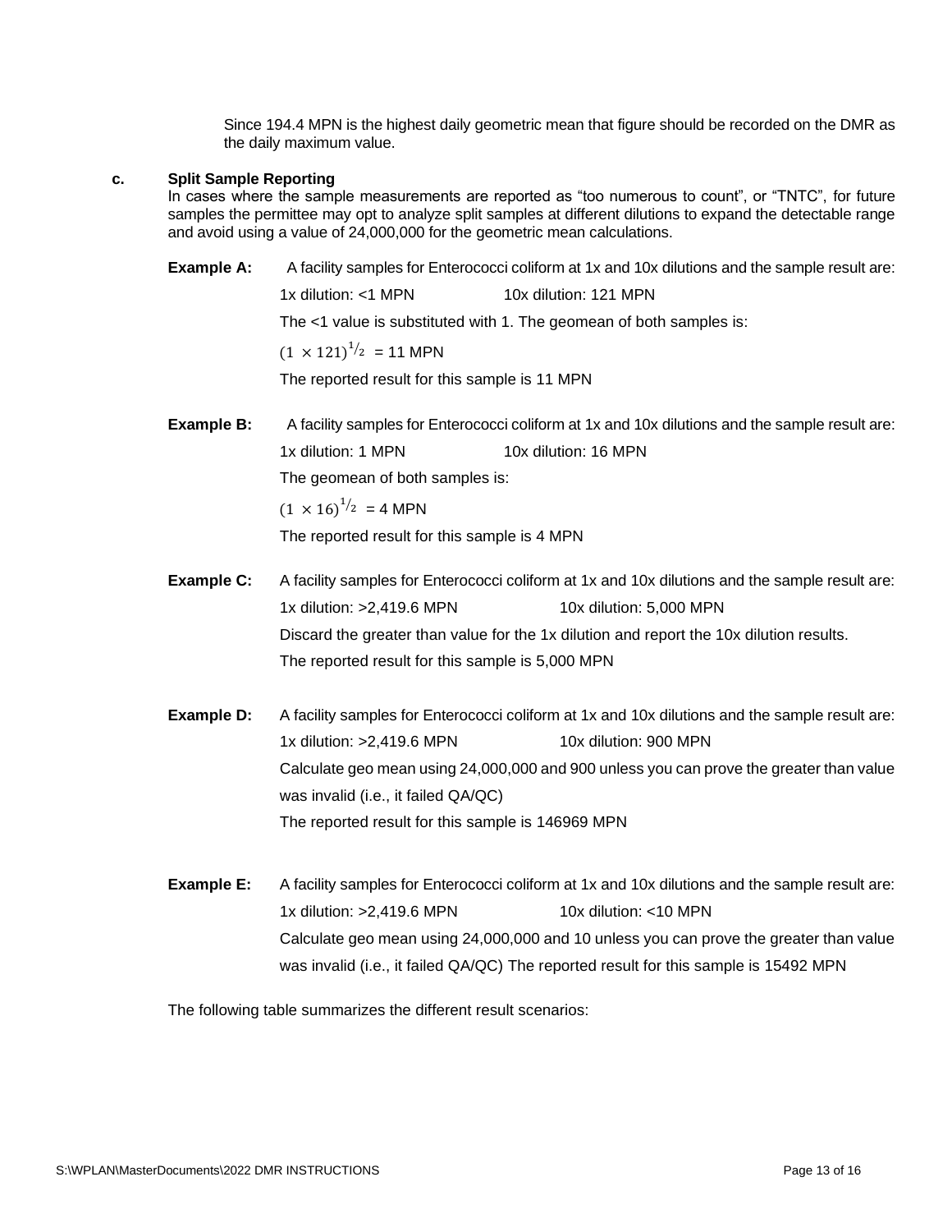Since 194.4 MPN is the highest daily geometric mean that figure should be recorded on the DMR as the daily maximum value.

**c. Split Sample Reporting**

In cases where the sample measurements are reported as "too numerous to count", or "TNTC", for future samples the permittee may opt to analyze split samples at different dilutions to expand the detectable range and avoid using a value of 24,000,000 for the geometric mean calculations.

**Example A:** A facility samples for Enterococci coliform at 1x and 10x dilutions and the sample result are:

1x dilution: <1 MPN 10x dilution: 121 MPN

The <1 value is substituted with 1. The geomean of both samples is:

$(1 \times 121)^{1/2}$ = 11 MPN

The reported result for this sample is 11 MPN

**Example B:** A facility samples for Enterococci coliform at 1x and 10x dilutions and the sample result are:

1x dilution: 1 MPN 10x dilution: 16 MPN

The geomean of both samples is:

$(1 \times 16)^{1/2}$ = 4 MPN

The reported result for this sample is 4 MPN

**Example C:** A facility samples for Enterococci coliform at 1x and 10x dilutions and the sample result are:

1x dilution: >2,419.6 MPN 10x dilution: 5,000 MPN

Discard the greater than value for the 1x dilution and report the 10x dilution results.

The reported result for this sample is 5,000 MPN

**Example D:** A facility samples for Enterococci coliform at 1x and 10x dilutions and the sample result are:

1x dilution: >2,419.6 MPN 10x dilution: 900 MPN

Calculate geo mean using 24,000,000 and 900 unless you can prove the greater than value was invalid (i.e., it failed QA/QC)

The reported result for this sample is 146969 MPN

**Example E:** A facility samples for Enterococci coliform at 1x and 10x dilutions and the sample result are:

1x dilution: >2,419.6 MPN 10x dilution: <10 MPN

Calculate geo mean using 24,000,000 and 10 unless you can prove the greater than value was invalid (i.e., it failed QA/QC) The reported result for this sample is 15492 MPN

The following table summarizes the different result scenarios: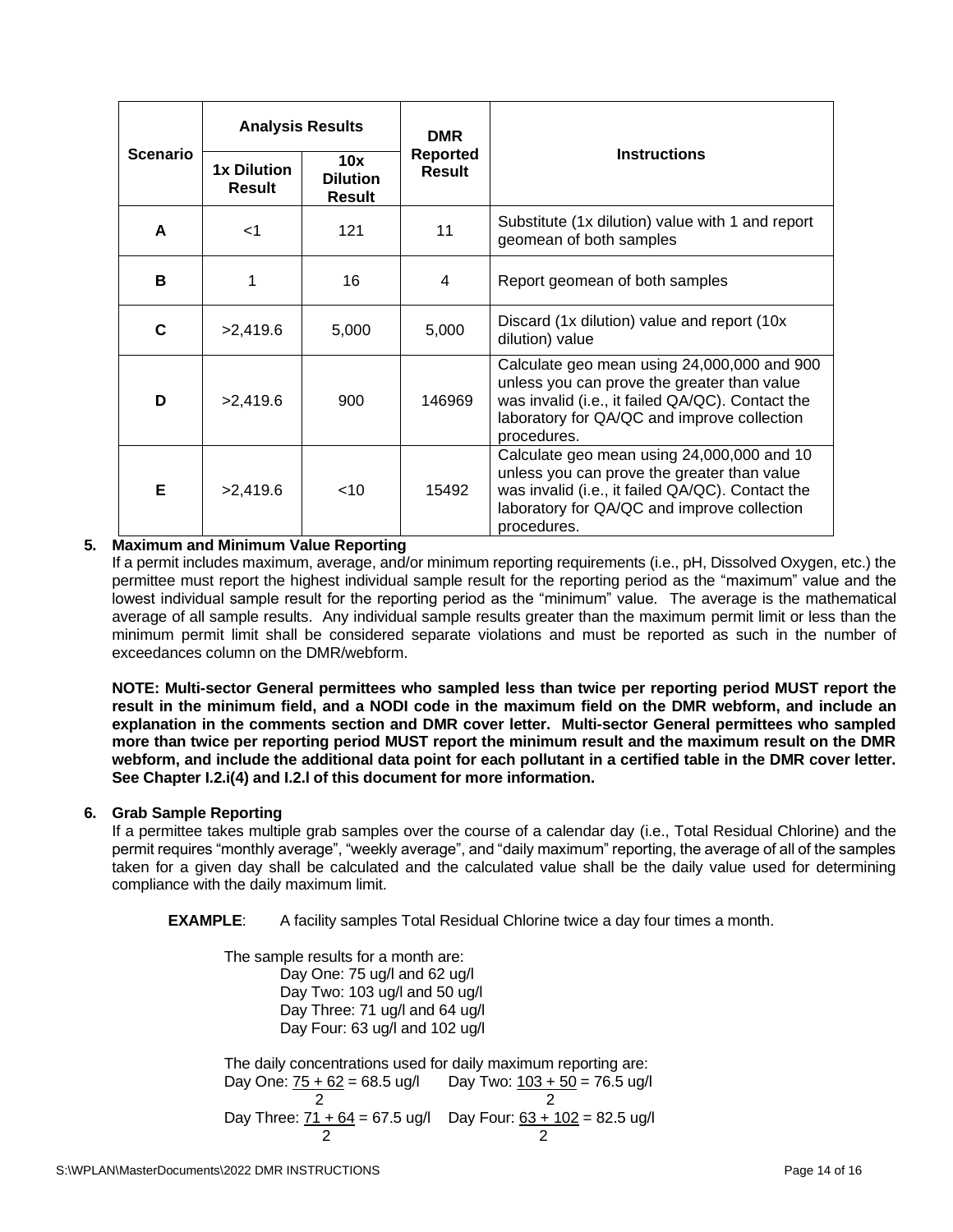| Scenario | Analysis Results | | DMR Reported Result | Instructions |
|---|---|---|---|---|
| | 1x Dilution Result | 10x Dilution Result | | |
| **A** | <1 | 121 | 11 | Substitute (1x dilution) value with 1 and report geomean of both samples |
| **B** | 1 | 16 | 4 | Report geomean of both samples |
| **C** | >2,419.6 | 5,000 | 5,000 | Discard (1x dilution) value and report (10x dilution) value |
| **D** | >2,419.6 | 900 | 146969 | Calculate geo mean using 24,000,000 and 900 unless you can prove the greater than value was invalid (i.e., it failed QA/QC). Contact the laboratory for QA/QC and improve collection procedures. |
| **E** | >2,419.6 | <10 | 15492 | Calculate geo mean using 24,000,000 and 10 unless you can prove the greater than value was invalid (i.e., it failed QA/QC). Contact the laboratory for QA/QC and improve collection procedures. |

**5. Maximum and Minimum Value Reporting**

If a permit includes maximum, average, and/or minimum reporting requirements (i.e., pH, Dissolved Oxygen, etc.) the permittee must report the highest individual sample result for the reporting period as the "maximum" value and the lowest individual sample result for the reporting period as the "minimum" value. The average is the mathematical average of all sample results. Any individual sample results greater than the maximum permit limit or less than the minimum permit limit shall be considered separate violations and must be reported as such in the number of exceedances column on the DMR/webform.

**NOTE: Multi-sector General permittees who sampled less than twice per reporting period MUST report the result in the minimum field, and a NODI code in the maximum field on the DMR webform, and include an explanation in the comments section and DMR cover letter. Multi-sector General permittees who sampled more than twice per reporting period MUST report the minimum result and the maximum result on the DMR webform, and include the additional data point for each pollutant in a certified table in the DMR cover letter. See Chapter I.2.i(4) and I.2.l of this document for more information.**

**6. Grab Sample Reporting**

If a permittee takes multiple grab samples over the course of a calendar day (i.e., Total Residual Chlorine) and the permit requires "monthly average", "weekly average", and "daily maximum" reporting, the average of all of the samples taken for a given day shall be calculated and the calculated value shall be the daily value used for determining compliance with the daily maximum limit.

**EXAMPLE**: A facility samples Total Residual Chlorine twice a day four times a month.

The sample results for a month are:

Day One: 75 ug/l and 62 ug/l
Day Two: 103 ug/l and 50 ug/l
Day Three: 71 ug/l and 64 ug/l
Day Four: 63 ug/l and 102 ug/l

The daily concentrations used for daily maximum reporting are:

Day One: $\frac{75 + 62}{2} = 68.5$ ug/l    Day Two: $\frac{103 + 50}{2} = 76.5$ ug/l

Day Three: $\frac{71 + 64}{2} = 67.5$ ug/l    Day Four: $\frac{63 + 102}{2} = 82.5$ ug/l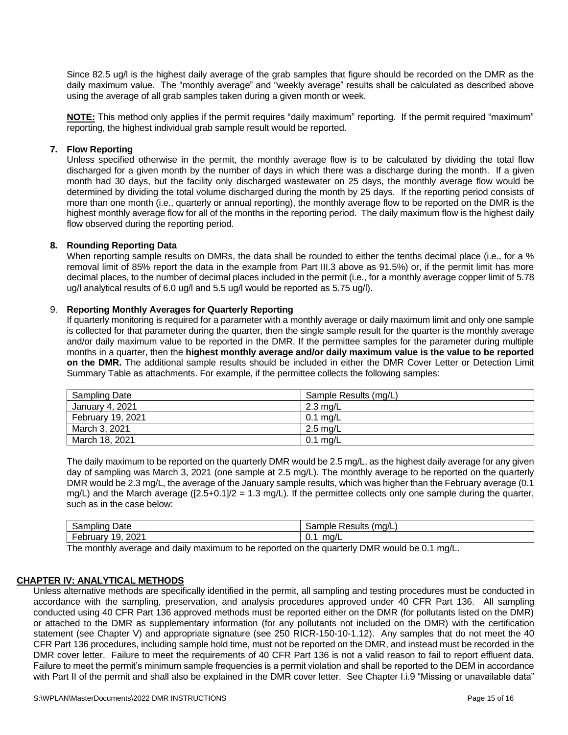Since 82.5 ug/l is the highest daily average of the grab samples that figure should be recorded on the DMR as the daily maximum value. The "monthly average" and "weekly average" results shall be calculated as described above using the average of all grab samples taken during a given month or week.

**NOTE:** This method only applies if the permit requires "daily maximum" reporting. If the permit required "maximum" reporting, the highest individual grab sample result would be reported.

**7. Flow Reporting**

Unless specified otherwise in the permit, the monthly average flow is to be calculated by dividing the total flow discharged for a given month by the number of days in which there was a discharge during the month. If a given month had 30 days, but the facility only discharged wastewater on 25 days, the monthly average flow would be determined by dividing the total volume discharged during the month by 25 days. If the reporting period consists of more than one month (i.e., quarterly or annual reporting), the monthly average flow to be reported on the DMR is the highest monthly average flow for all of the months in the reporting period. The daily maximum flow is the highest daily flow observed during the reporting period.

**8. Rounding Reporting Data**

When reporting sample results on DMRs, the data shall be rounded to either the tenths decimal place (i.e., for a % removal limit of 85% report the data in the example from Part III.3 above as 91.5%) or, if the permit limit has more decimal places, to the number of decimal places included in the permit (i.e., for a monthly average copper limit of 5.78 ug/l analytical results of 6.0 ug/l and 5.5 ug/l would be reported as 5.75 ug/l).

9. **Reporting Monthly Averages for Quarterly Reporting**

If quarterly monitoring is required for a parameter with a monthly average or daily maximum limit and only one sample is collected for that parameter during the quarter, then the single sample result for the quarter is the monthly average and/or daily maximum value to be reported in the DMR. If the permittee samples for the parameter during multiple months in a quarter, then the **highest monthly average and/or daily maximum value is the value to be reported on the DMR.** The additional sample results should be included in either the DMR Cover Letter or Detection Limit Summary Table as attachments. For example, if the permittee collects the following samples:

| Sampling Date | Sample Results (mg/L) |
|---|---|
| January 4, 2021 | 2.3 mg/L |
| February 19, 2021 | 0.1 mg/L |
| March 3, 2021 | 2.5 mg/L |
| March 18, 2021 | 0.1 mg/L |

The daily maximum to be reported on the quarterly DMR would be 2.5 mg/L, as the highest daily average for any given day of sampling was March 3, 2021 (one sample at 2.5 mg/L). The monthly average to be reported on the quarterly DMR would be 2.3 mg/L, the average of the January sample results, which was higher than the February average (0.1 mg/L) and the March average ([2.5+0.1]/2 = 1.3 mg/L). If the permittee collects only one sample during the quarter, such as in the case below:

| Sampling Date | Sample Results (mg/L) |
|---|---|
| February 19, 2021 | 0.1 mg/L |

The monthly average and daily maximum to be reported on the quarterly DMR would be 0.1 mg/L.

## CHAPTER IV: ANALYTICAL METHODS

Unless alternative methods are specifically identified in the permit, all sampling and testing procedures must be conducted in accordance with the sampling, preservation, and analysis procedures approved under 40 CFR Part 136. All sampling conducted using 40 CFR Part 136 approved methods must be reported either on the DMR (for pollutants listed on the DMR) or attached to the DMR as supplementary information (for any pollutants not included on the DMR) with the certification statement (see Chapter V) and appropriate signature (see 250 RICR-150-10-1.12). Any samples that do not meet the 40 CFR Part 136 procedures, including sample hold time, must not be reported on the DMR, and instead must be recorded in the DMR cover letter. Failure to meet the requirements of 40 CFR Part 136 is not a valid reason to fail to report effluent data. Failure to meet the permit's minimum sample frequencies is a permit violation and shall be reported to the DEM in accordance with Part II of the permit and shall also be explained in the DMR cover letter. See Chapter I.i.9 "Missing or unavailable data"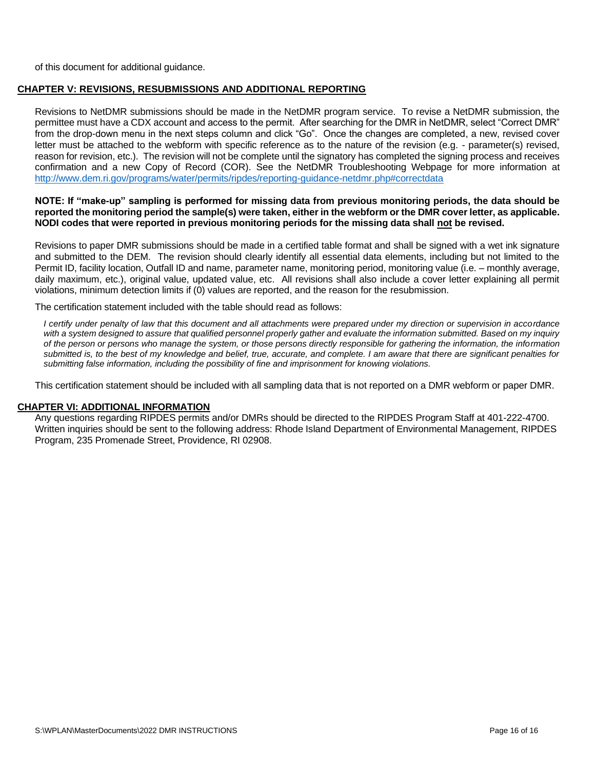of this document for additional guidance.

## CHAPTER V: REVISIONS, RESUBMISSIONS AND ADDITIONAL REPORTING

Revisions to NetDMR submissions should be made in the NetDMR program service. To revise a NetDMR submission, the permittee must have a CDX account and access to the permit. After searching for the DMR in NetDMR, select "Correct DMR" from the drop-down menu in the next steps column and click "Go". Once the changes are completed, a new, revised cover letter must be attached to the webform with specific reference as to the nature of the revision (e.g. - parameter(s) revised, reason for revision, etc.). The revision will not be complete until the signatory has completed the signing process and receives confirmation and a new Copy of Record (COR). See the NetDMR Troubleshooting Webpage for more information at http://www.dem.ri.gov/programs/water/permits/ripdes/reporting-guidance-netdmr.php#correctdata

**NOTE: If "make-up" sampling is performed for missing data from previous monitoring periods, the data should be reported the monitoring period the sample(s) were taken, either in the webform or the DMR cover letter, as applicable. NODI codes that were reported in previous monitoring periods for the missing data shall <u>not</u> be revised.**

Revisions to paper DMR submissions should be made in a certified table format and shall be signed with a wet ink signature and submitted to the DEM. The revision should clearly identify all essential data elements, including but not limited to the Permit ID, facility location, Outfall ID and name, parameter name, monitoring period, monitoring value (i.e. – monthly average, daily maximum, etc.), original value, updated value, etc. All revisions shall also include a cover letter explaining all permit violations, minimum detection limits if (0) values are reported, and the reason for the resubmission.

The certification statement included with the table should read as follows:

*I certify under penalty of law that this document and all attachments were prepared under my direction or supervision in accordance with a system designed to assure that qualified personnel properly gather and evaluate the information submitted. Based on my inquiry of the person or persons who manage the system, or those persons directly responsible for gathering the information, the information submitted is, to the best of my knowledge and belief, true, accurate, and complete. I am aware that there are significant penalties for submitting false information, including the possibility of fine and imprisonment for knowing violations.*

This certification statement should be included with all sampling data that is not reported on a DMR webform or paper DMR.

## CHAPTER VI: ADDITIONAL INFORMATION

Any questions regarding RIPDES permits and/or DMRs should be directed to the RIPDES Program Staff at 401-222-4700. Written inquiries should be sent to the following address: Rhode Island Department of Environmental Management, RIPDES Program, 235 Promenade Street, Providence, RI 02908.